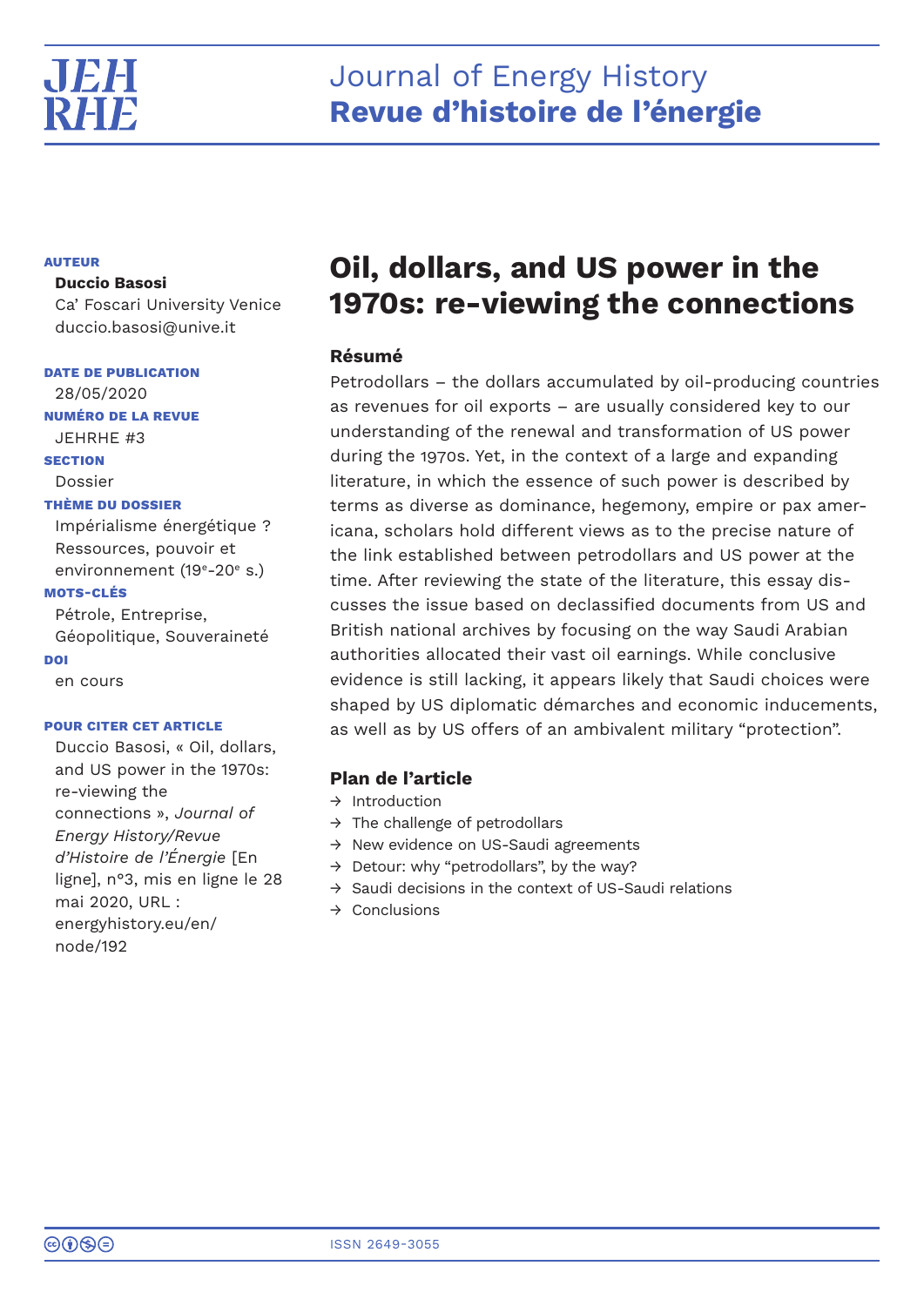# Journal of Energy History
# **Revue d'histoire de l'énergie**

**AUTEUR**

**Duccio Basosi**
Ca' Foscari University Venice
duccio.basosi@unive.it

**DATE DE PUBLICATION**
28/05/2020

**NUMÉRO DE LA REVUE**
JEHRHE #3

**SECTION**
Dossier

**THÈME DU DOSSIER**
Impérialisme énergétique ? Ressources, pouvoir et environnement (19e-20e s.)

**MOTS-CLÉS**
Pétrole, Entreprise, Géopolitique, Souveraineté

**DOI**
en cours

**POUR CITER CET ARTICLE**
Duccio Basosi, « Oil, dollars, and US power in the 1970s: re-viewing the connections », *Journal of Energy History/Revue d'Histoire de l'Énergie* [En ligne], n°3, mis en ligne le 28 mai 2020, URL : energyhistory.eu/en/node/192

# Oil, dollars, and US power in the 1970s: re-viewing the connections

## Résumé

Petrodollars – the dollars accumulated by oil-producing countries as revenues for oil exports – are usually considered key to our understanding of the renewal and transformation of US power during the 1970s. Yet, in the context of a large and expanding literature, in which the essence of such power is described by terms as diverse as dominance, hegemony, empire or pax americana, scholars hold different views as to the precise nature of the link established between petrodollars and US power at the time. After reviewing the state of the literature, this essay discusses the issue based on declassified documents from US and British national archives by focusing on the way Saudi Arabian authorities allocated their vast oil earnings. While conclusive evidence is still lacking, it appears likely that Saudi choices were shaped by US diplomatic démarches and economic inducements, as well as by US offers of an ambivalent military "protection".

## Plan de l'article

- → Introduction
- → The challenge of petrodollars
- → New evidence on US-Saudi agreements
- → Detour: why "petrodollars", by the way?
- → Saudi decisions in the context of US-Saudi relations
- → Conclusions

ISSN 2649-3055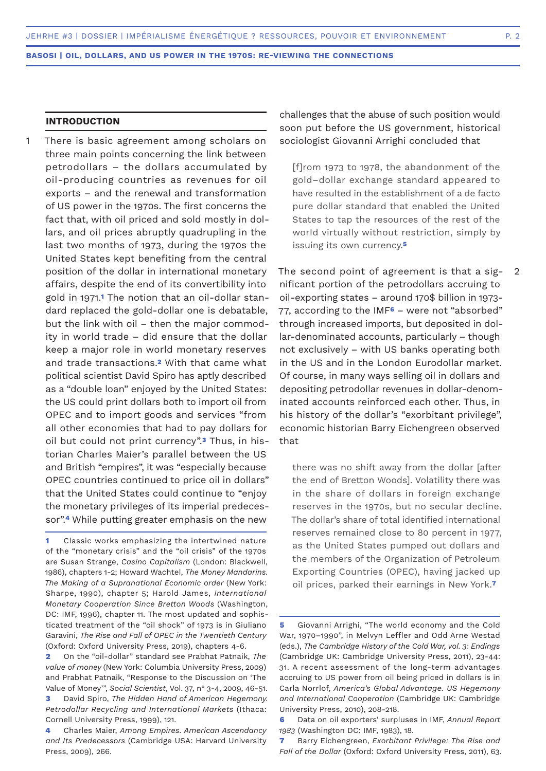## INTRODUCTION

1 There is basic agreement among scholars on three main points concerning the link between petrodollars – the dollars accumulated by oil-producing countries as revenues for oil exports – and the renewal and transformation of US power in the 1970s. The first concerns the fact that, with oil priced and sold mostly in dollars, and oil prices abruptly quadrupling in the last two months of 1973, during the 1970s the United States kept benefiting from the central position of the dollar in international monetary affairs, despite the end of its convertibility into gold in 1971.[1] The notion that an oil-dollar standard replaced the gold-dollar one is debatable, but the link with oil – then the major commodity in world trade – did ensure that the dollar keep a major role in world monetary reserves and trade transactions.[2] With that came what political scientist David Spiro has aptly described as a "double loan" enjoyed by the United States: the US could print dollars both to import oil from OPEC and to import goods and services "from all other economies that had to pay dollars for oil but could not print currency".[3] Thus, in historian Charles Maier's parallel between the US and British "empires", it was "especially because OPEC countries continued to price oil in dollars" that the United States could continue to "enjoy the monetary privileges of its imperial predecessor".[4] While putting greater emphasis on the new challenges that the abuse of such position would soon put before the US government, historical sociologist Giovanni Arrighi concluded that

> [f]rom 1973 to 1978, the abandonment of the gold–dollar exchange standard appeared to have resulted in the establishment of a de facto pure dollar standard that enabled the United States to tap the resources of the rest of the world virtually without restriction, simply by issuing its own currency.[5]

2 The second point of agreement is that a significant portion of the petrodollars accruing to oil-exporting states – around 170$ billion in 1973-77, according to the IMF[6] – were not "absorbed" through increased imports, but deposited in dollar-denominated accounts, particularly – though not exclusively – with US banks operating both in the US and in the London Eurodollar market. Of course, in many ways selling oil in dollars and depositing petrodollar revenues in dollar-denominated accounts reinforced each other. Thus, in his history of the dollar's "exorbitant privilege", economic historian Barry Eichengreen observed that

> there was no shift away from the dollar [after the end of Bretton Woods]. Volatility there was in the share of dollars in foreign exchange reserves in the 1970s, but no secular decline. The dollar's share of total identified international reserves remained close to 80 percent in 1977, as the United States pumped out dollars and the members of the Organization of Petroleum Exporting Countries (OPEC), having jacked up oil prices, parked their earnings in New York.[7]

---

[1] Classic works emphasizing the intertwined nature of the "monetary crisis" and the "oil crisis" of the 1970s are Susan Strange, *Casino Capitalism* (London: Blackwell, 1986), chapters 1-2; Howard Wachtel, *The Money Mandarins. The Making of a Supranational Economic order* (New York: Sharpe, 1990), chapter 5; Harold James, *International Monetary Cooperation Since Bretton Woods* (Washington, DC: IMF, 1996), chapter 11. The most updated and sophisticated treatment of the "oil shock" of 1973 is in Giuliano Garavini, *The Rise and Fall of OPEC in the Twentieth Century* (Oxford: Oxford University Press, 2019), chapters 4-6.

[2] On the "oil-dollar" standard see Prabhat Patnaik, *The value of money* (New York: Columbia University Press, 2009) and Prabhat Patnaik, "Response to the Discussion on 'The Value of Money'", *Social Scientist*, Vol. 37, n° 3-4, 2009, 46-51.

[3] David Spiro, *The Hidden Hand of American Hegemony. Petrodollar Recycling and International Markets* (Ithaca: Cornell University Press, 1999), 121.

[4] Charles Maier, *Among Empires. American Ascendancy and Its Predecessors* (Cambridge USA: Harvard University Press, 2009), 266.

[5] Giovanni Arrighi, "The world economy and the Cold War, 1970–1990", in Melvyn Leffler and Odd Arne Westad (eds.), *The Cambridge History of the Cold War, vol. 3: Endings* (Cambridge UK: Cambridge University Press, 2011), 23-44: 31. A recent assessment of the long-term advantages accruing to US power from oil being priced in dollars is in Carla Norrlof, *America's Global Advantage. US Hegemony and International Cooperation* (Cambridge UK: Cambridge University Press, 2010), 208-218.

[6] Data on oil exporters' surpluses in IMF, *Annual Report 1983* (Washington DC: IMF, 1983), 18.

[7] Barry Eichengreen, *Exorbitant Privilege: The Rise and Fall of the Dollar* (Oxford: Oxford University Press, 2011), 63.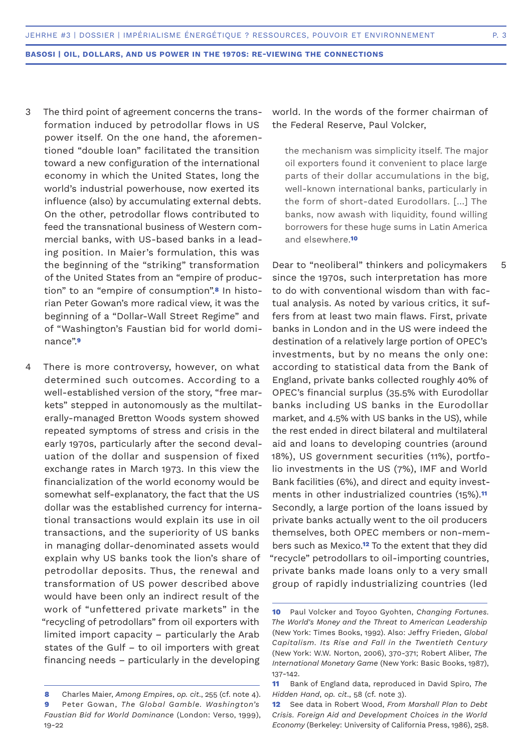3 The third point of agreement concerns the transformation induced by petrodollar flows in US power itself. On the one hand, the aforementioned "double loan" facilitated the transition toward a new configuration of the international economy in which the United States, long the world's industrial powerhouse, now exerted its influence (also) by accumulating external debts. On the other, petrodollar flows contributed to feed the transnational business of Western commercial banks, with US-based banks in a leading position. In Maier's formulation, this was the beginning of the "striking" transformation of the United States from an "empire of production" to an "empire of consumption".[8] In historian Peter Gowan's more radical view, it was the beginning of a "Dollar-Wall Street Regime" and of "Washington's Faustian bid for world dominance".[9]

4 There is more controversy, however, on what determined such outcomes. According to a well-established version of the story, "free markets" stepped in autonomously as the multilaterally-managed Bretton Woods system showed repeated symptoms of stress and crisis in the early 1970s, particularly after the second devaluation of the dollar and suspension of fixed exchange rates in March 1973. In this view the financialization of the world economy would be somewhat self-explanatory, the fact that the US dollar was the established currency for international transactions would explain its use in oil transactions, and the superiority of US banks in managing dollar-denominated assets would explain why US banks took the lion's share of petrodollar deposits. Thus, the renewal and transformation of US power described above would have been only an indirect result of the work of "unfettered private markets" in the "recycling of petrodollars" from oil exporters with limited import capacity – particularly the Arab states of the Gulf – to oil importers with great financing needs – particularly in the developing world. In the words of the former chairman of the Federal Reserve, Paul Volcker,

> the mechanism was simplicity itself. The major oil exporters found it convenient to place large parts of their dollar accumulations in the big, well-known international banks, particularly in the form of short-dated Eurodollars. [...] The banks, now awash with liquidity, found willing borrowers for these huge sums in Latin America and elsewhere.[10]

5 Dear to "neoliberal" thinkers and policymakers since the 1970s, such interpretation has more to do with conventional wisdom than with factual analysis. As noted by various critics, it suffers from at least two main flaws. First, private banks in London and in the US were indeed the destination of a relatively large portion of OPEC's investments, but by no means the only one: according to statistical data from the Bank of England, private banks collected roughly 40% of OPEC's financial surplus (35.5% with Eurodollar banks including US banks in the Eurodollar market, and 4.5% with US banks in the US), while the rest ended in direct bilateral and multilateral aid and loans to developing countries (around 18%), US government securities (11%), portfolio investments in the US (7%), IMF and World Bank facilities (6%), and direct and equity investments in other industrialized countries (15%).[11] Secondly, a large portion of the loans issued by private banks actually went to the oil producers themselves, both OPEC members or non-members such as Mexico.[12] To the extent that they did "recycle" petrodollars to oil-importing countries, private banks made loans only to a very small group of rapidly industrializing countries (led

---

8 Charles Maier, *Among Empires*, *op. cit.*, 255 (cf. note 4).

9 Peter Gowan, *The Global Gamble. Washington's Faustian Bid for World Dominance* (London: Verso, 1999), 19-22

10 Paul Volcker and Toyoo Gyohten, *Changing Fortunes. The World's Money and the Threat to American Leadership* (New York: Times Books, 1992). Also: Jeffry Frieden, *Global Capitalism. Its Rise and Fall in the Twentieth Century* (New York: W.W. Norton, 2006), 370-371; Robert Aliber, *The International Monetary Game* (New York: Basic Books, 1987), 137-142.

11 Bank of England data, reproduced in David Spiro, *The Hidden Hand*, *op. cit.*, 58 (cf. note 3).

12 See data in Robert Wood, *From Marshall Plan to Debt Crisis. Foreign Aid and Development Choices in the World Economy* (Berkeley: University of California Press, 1986), 258.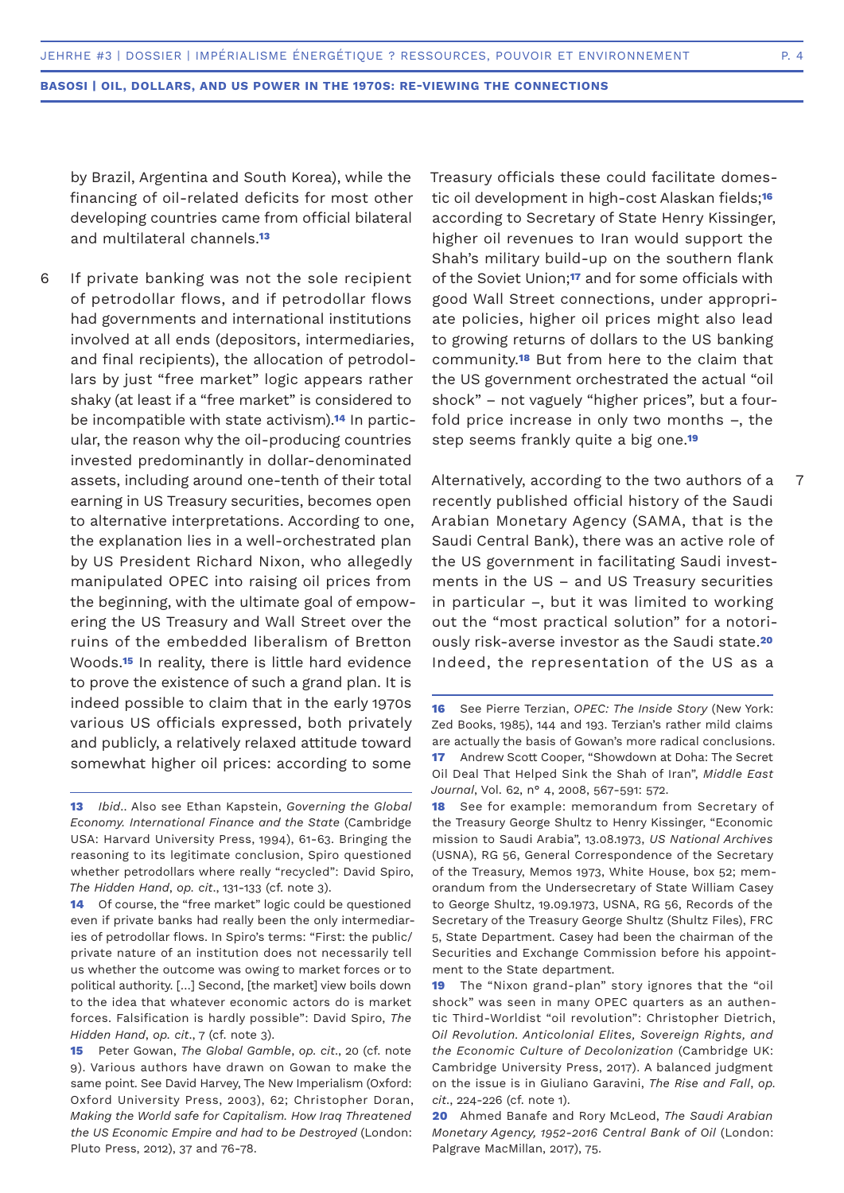by Brazil, Argentina and South Korea), while the financing of oil-related deficits for most other developing countries came from official bilateral and multilateral channels.[13]

6 If private banking was not the sole recipient of petrodollar flows, and if petrodollar flows had governments and international institutions involved at all ends (depositors, intermediaries, and final recipients), the allocation of petrodollars by just "free market" logic appears rather shaky (at least if a "free market" is considered to be incompatible with state activism).[14] In particular, the reason why the oil-producing countries invested predominantly in dollar-denominated assets, including around one-tenth of their total earning in US Treasury securities, becomes open to alternative interpretations. According to one, the explanation lies in a well-orchestrated plan by US President Richard Nixon, who allegedly manipulated OPEC into raising oil prices from the beginning, with the ultimate goal of empowering the US Treasury and Wall Street over the ruins of the embedded liberalism of Bretton Woods.[15] In reality, there is little hard evidence to prove the existence of such a grand plan. It is indeed possible to claim that in the early 1970s various US officials expressed, both privately and publicly, a relatively relaxed attitude toward somewhat higher oil prices: according to some Treasury officials these could facilitate domestic oil development in high-cost Alaskan fields;[16] according to Secretary of State Henry Kissinger, higher oil revenues to Iran would support the Shah's military build-up on the southern flank of the Soviet Union;[17] and for some officials with good Wall Street connections, under appropriate policies, higher oil prices might also lead to growing returns of dollars to the US banking community.[18] But from here to the claim that the US government orchestrated the actual "oil shock" – not vaguely "higher prices", but a fourfold price increase in only two months –, the step seems frankly quite a big one.[19]

7 Alternatively, according to the two authors of a recently published official history of the Saudi Arabian Monetary Agency (SAMA, that is the Saudi Central Bank), there was an active role of the US government in facilitating Saudi investments in the US – and US Treasury securities in particular –, but it was limited to working out the "most practical solution" for a notoriously risk-averse investor as the Saudi state.[20] Indeed, the representation of the US as a

---

13 *Ibid.*. Also see Ethan Kapstein, *Governing the Global Economy. International Finance and the State* (Cambridge USA: Harvard University Press, 1994), 61-63. Bringing the reasoning to its legitimate conclusion, Spiro questioned whether petrodollars where really "recycled": David Spiro, *The Hidden Hand*, *op. cit.*, 131-133 (cf. note 3).

14 Of course, the "free market" logic could be questioned even if private banks had really been the only intermediaries of petrodollar flows. In Spiro's terms: "First: the public/private nature of an institution does not necessarily tell us whether the outcome was owing to market forces or to political authority. […] Second, [the market] view boils down to the idea that whatever economic actors do is market forces. Falsification is hardly possible": David Spiro, *The Hidden Hand*, *op. cit.*, 7 (cf. note 3).

15 Peter Gowan, *The Global Gamble*, *op. cit.*, 20 (cf. note 9). Various authors have drawn on Gowan to make the same point. See David Harvey, The New Imperialism (Oxford: Oxford University Press, 2003), 62; Christopher Doran, *Making the World safe for Capitalism. How Iraq Threatened the US Economic Empire and had to be Destroyed* (London: Pluto Press, 2012), 37 and 76-78.

16 See Pierre Terzian, *OPEC: The Inside Story* (New York: Zed Books, 1985), 144 and 193. Terzian's rather mild claims are actually the basis of Gowan's more radical conclusions.

17 Andrew Scott Cooper, "Showdown at Doha: The Secret Oil Deal That Helped Sink the Shah of Iran", *Middle East Journal*, Vol. 62, n° 4, 2008, 567-591: 572.

18 See for example: memorandum from Secretary of the Treasury George Shultz to Henry Kissinger, "Economic mission to Saudi Arabia", 13.08.1973, *US National Archives* (USNA), RG 56, General Correspondence of the Secretary of the Treasury, Memos 1973, White House, box 52; memorandum from the Undersecretary of State William Casey to George Shultz, 19.09.1973, USNA, RG 56, Records of the Secretary of the Treasury George Shultz (Shultz Files), FRC 5, State Department. Casey had been the chairman of the Securities and Exchange Commission before his appointment to the State department.

19 The "Nixon grand-plan" story ignores that the "oil shock" was seen in many OPEC quarters as an authentic Third-Worldist "oil revolution": Christopher Dietrich, *Oil Revolution. Anticolonial Elites, Sovereign Rights, and the Economic Culture of Decolonization* (Cambridge UK: Cambridge University Press, 2017). A balanced judgment on the issue is in Giuliano Garavini, *The Rise and Fall*, *op. cit.*, 224-226 (cf. note 1).

20 Ahmed Banafe and Rory McLeod, *The Saudi Arabian Monetary Agency, 1952-2016 Central Bank of Oil* (London: Palgrave MacMillan, 2017), 75.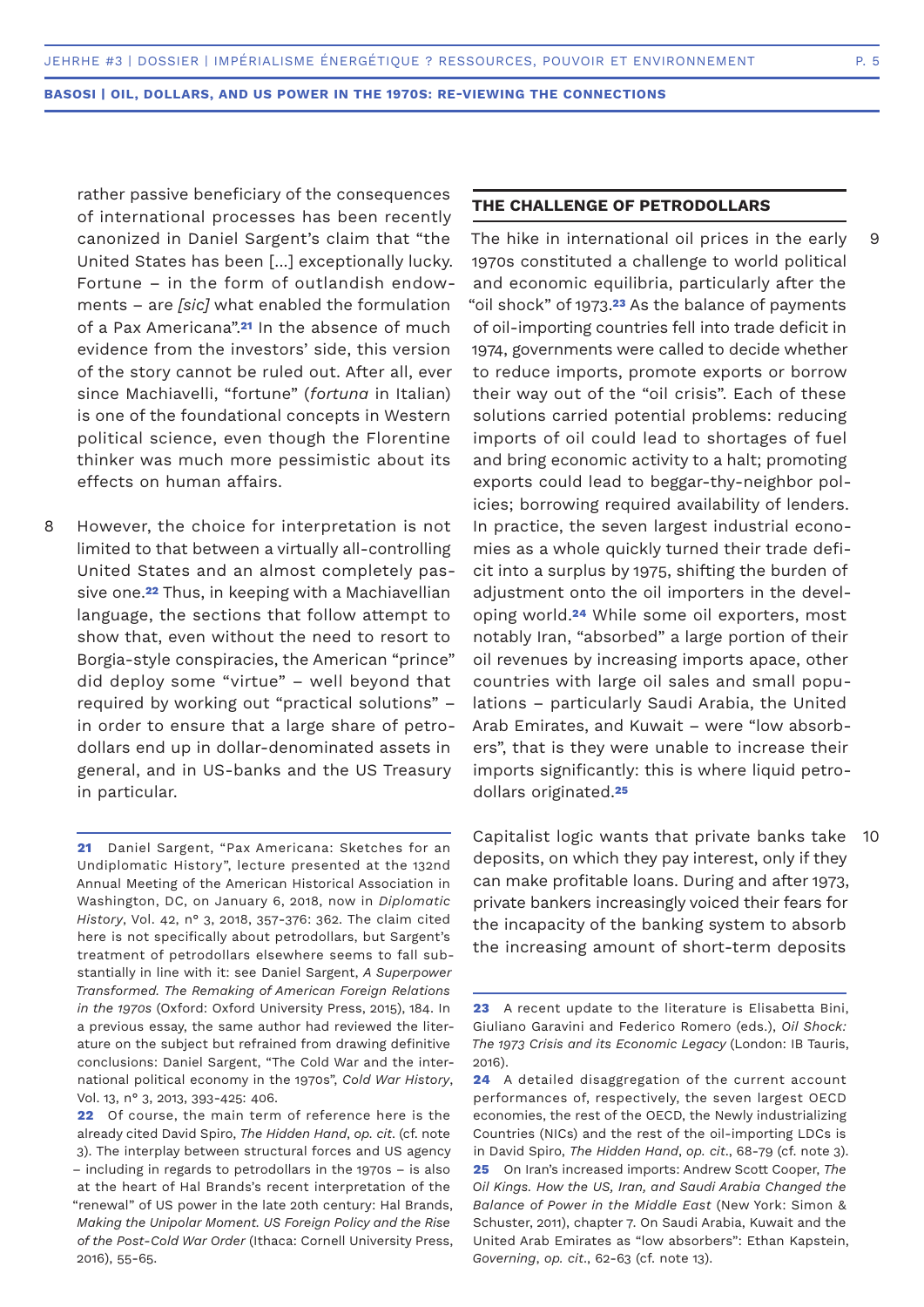rather passive beneficiary of the consequences of international processes has been recently canonized in Daniel Sargent's claim that "the United States has been [...] exceptionally lucky. Fortune – in the form of outlandish endowments – are *[sic]* what enabled the formulation of a Pax Americana".[21] In the absence of much evidence from the investors' side, this version of the story cannot be ruled out. After all, ever since Machiavelli, "fortune" (*fortuna* in Italian) is one of the foundational concepts in Western political science, even though the Florentine thinker was much more pessimistic about its effects on human affairs.

8 However, the choice for interpretation is not limited to that between a virtually all-controlling United States and an almost completely passive one.[22] Thus, in keeping with a Machiavellian language, the sections that follow attempt to show that, even without the need to resort to Borgia-style conspiracies, the American "prince" did deploy some "virtue" – well beyond that required by working out "practical solutions" – in order to ensure that a large share of petrodollars end up in dollar-denominated assets in general, and in US-banks and the US Treasury in particular.

## THE CHALLENGE OF PETRODOLLARS

9 The hike in international oil prices in the early 1970s constituted a challenge to world political and economic equilibria, particularly after the "oil shock" of 1973.[23] As the balance of payments of oil-importing countries fell into trade deficit in 1974, governments were called to decide whether to reduce imports, promote exports or borrow their way out of the "oil crisis". Each of these solutions carried potential problems: reducing imports of oil could lead to shortages of fuel and bring economic activity to a halt; promoting exports could lead to beggar-thy-neighbor policies; borrowing required availability of lenders. In practice, the seven largest industrial economies as a whole quickly turned their trade deficit into a surplus by 1975, shifting the burden of adjustment onto the oil importers in the developing world.[24] While some oil exporters, most notably Iran, "absorbed" a large portion of their oil revenues by increasing imports apace, other countries with large oil sales and small populations – particularly Saudi Arabia, the United Arab Emirates, and Kuwait – were "low absorbers", that is they were unable to increase their imports significantly: this is where liquid petrodollars originated.[25]

10 Capitalist logic wants that private banks take deposits, on which they pay interest, only if they can make profitable loans. During and after 1973, private bankers increasingly voiced their fears for the incapacity of the banking system to absorb the increasing amount of short-term deposits

---

21 Daniel Sargent, "Pax Americana: Sketches for an Undiplomatic History", lecture presented at the 132nd Annual Meeting of the American Historical Association in Washington, DC, on January 6, 2018, now in *Diplomatic History*, Vol. 42, n° 3, 2018, 357-376: 362. The claim cited here is not specifically about petrodollars, but Sargent's treatment of petrodollars elsewhere seems to fall substantially in line with it: see Daniel Sargent, *A Superpower Transformed. The Remaking of American Foreign Relations in the 1970s* (Oxford: Oxford University Press, 2015), 184. In a previous essay, the same author had reviewed the literature on the subject but refrained from drawing definitive conclusions: Daniel Sargent, "The Cold War and the international political economy in the 1970s", *Cold War History*, Vol. 13, n° 3, 2013, 393-425: 406.

22 Of course, the main term of reference here is the already cited David Spiro, *The Hidden Hand*, *op. cit.* (cf. note 3). The interplay between structural forces and US agency – including in regards to petrodollars in the 1970s – is also at the heart of Hal Brands's recent interpretation of the "renewal" of US power in the late 20th century: Hal Brands, *Making the Unipolar Moment. US Foreign Policy and the Rise of the Post-Cold War Order* (Ithaca: Cornell University Press, 2016), 55-65.

23 A recent update to the literature is Elisabetta Bini, Giuliano Garavini and Federico Romero (eds.), *Oil Shock: The 1973 Crisis and its Economic Legacy* (London: IB Tauris, 2016).

24 A detailed disaggregation of the current account performances of, respectively, the seven largest OECD economies, the rest of the OECD, the Newly industrializing Countries (NICs) and the rest of the oil-importing LDCs is in David Spiro, *The Hidden Hand*, *op. cit.*, 68-79 (cf. note 3).

25 On Iran's increased imports: Andrew Scott Cooper, *The Oil Kings. How the US, Iran, and Saudi Arabia Changed the Balance of Power in the Middle East* (New York: Simon & Schuster, 2011), chapter 7. On Saudi Arabia, Kuwait and the United Arab Emirates as "low absorbers": Ethan Kapstein, *Governing*, *op. cit.*, 62-63 (cf. note 13).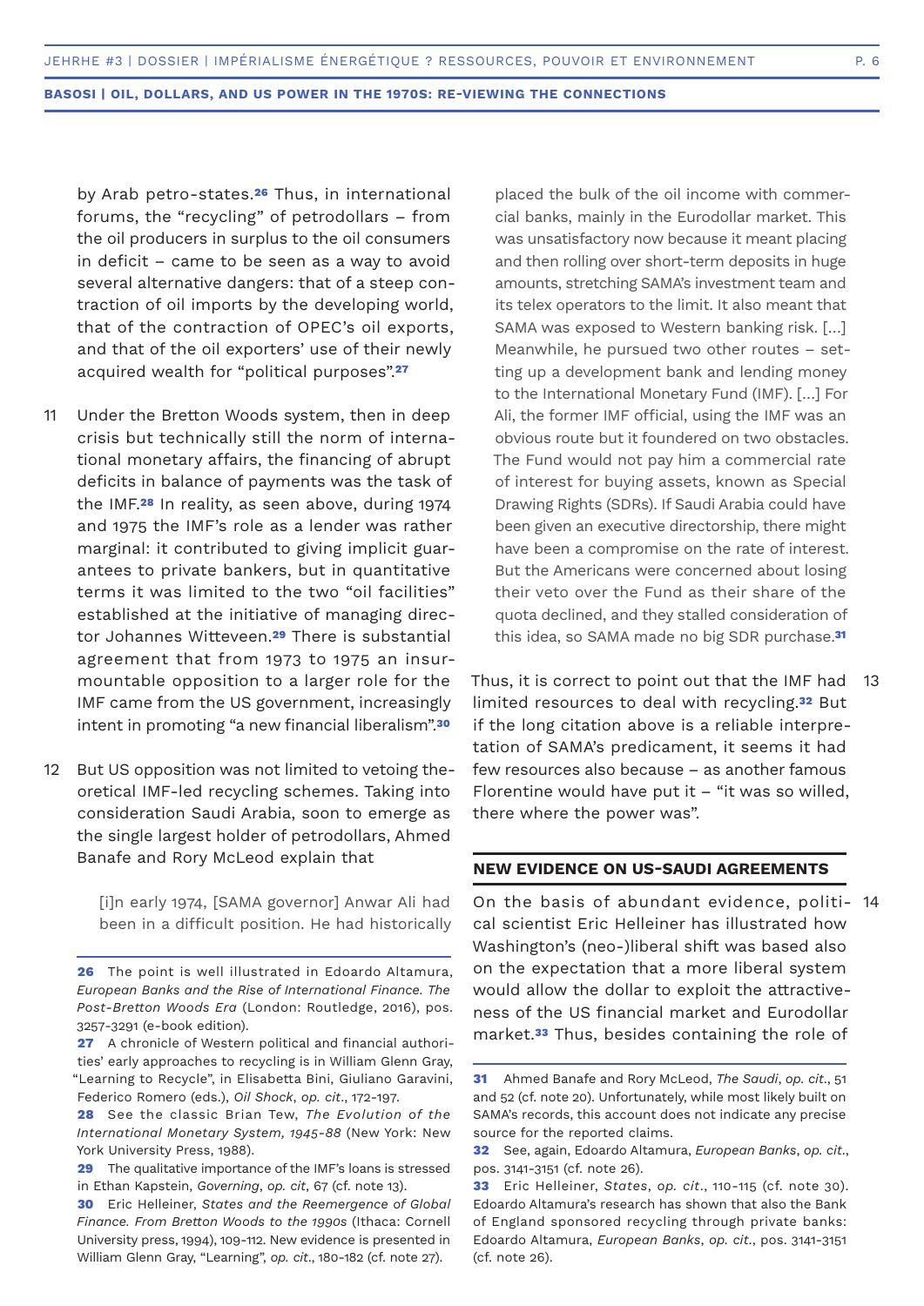by Arab petro-states.[26] Thus, in international forums, the "recycling" of petrodollars – from the oil producers in surplus to the oil consumers in deficit – came to be seen as a way to avoid several alternative dangers: that of a steep contraction of oil imports by the developing world, that of the contraction of OPEC's oil exports, and that of the oil exporters' use of their newly acquired wealth for "political purposes".[27]

11 Under the Bretton Woods system, then in deep crisis but technically still the norm of international monetary affairs, the financing of abrupt deficits in balance of payments was the task of the IMF.[28] In reality, as seen above, during 1974 and 1975 the IMF's role as a lender was rather marginal: it contributed to giving implicit guarantees to private bankers, but in quantitative terms it was limited to the two "oil facilities" established at the initiative of managing director Johannes Witteveen.[29] There is substantial agreement that from 1973 to 1975 an insurmountable opposition to a larger role for the IMF came from the US government, increasingly intent in promoting "a new financial liberalism".[30]

12 But US opposition was not limited to vetoing theoretical IMF-led recycling schemes. Taking into consideration Saudi Arabia, soon to emerge as the single largest holder of petrodollars, Ahmed Banafe and Rory McLeod explain that

> [i]n early 1974, [SAMA governor] Anwar Ali had been in a difficult position. He had historically placed the bulk of the oil income with commercial banks, mainly in the Eurodollar market. This was unsatisfactory now because it meant placing and then rolling over short-term deposits in huge amounts, stretching SAMA's investment team and its telex operators to the limit. It also meant that SAMA was exposed to Western banking risk. [...] Meanwhile, he pursued two other routes – setting up a development bank and lending money to the International Monetary Fund (IMF). [...] For Ali, the former IMF official, using the IMF was an obvious route but it foundered on two obstacles. The Fund would not pay him a commercial rate of interest for buying assets, known as Special Drawing Rights (SDRs). If Saudi Arabia could have been given an executive directorship, there might have been a compromise on the rate of interest. But the Americans were concerned about losing their veto over the Fund as their share of the quota declined, and they stalled consideration of this idea, so SAMA made no big SDR purchase.[31]

13 Thus, it is correct to point out that the IMF had limited resources to deal with recycling.[32] But if the long citation above is a reliable interpretation of SAMA's predicament, it seems it had few resources also because – as another famous Florentine would have put it – "it was so willed, there where the power was".

## NEW EVIDENCE ON US-SAUDI AGREEMENTS

14 On the basis of abundant evidence, political scientist Eric Helleiner has illustrated how Washington's (neo-)liberal shift was based also on the expectation that a more liberal system would allow the dollar to exploit the attractiveness of the US financial market and Eurodollar market.[33] Thus, besides containing the role of

---

**26** The point is well illustrated in Edoardo Altamura, *European Banks and the Rise of International Finance. The Post-Bretton Woods Era* (London: Routledge, 2016), pos. 3257-3291 (e-book edition).

**27** A chronicle of Western political and financial authorities' early approaches to recycling is in William Glenn Gray, "Learning to Recycle", in Elisabetta Bini, Giuliano Garavini, Federico Romero (eds.), *Oil Shock*, *op. cit.*, 172-197.

**28** See the classic Brian Tew, *The Evolution of the International Monetary System, 1945-88* (New York: New York University Press, 1988).

**29** The qualitative importance of the IMF's loans is stressed in Ethan Kapstein, *Governing*, *op. cit*, 67 (cf. note 13).

**30** Eric Helleiner, *States and the Reemergence of Global Finance. From Bretton Woods to the 1990s* (Ithaca: Cornell University press, 1994), 109-112. New evidence is presented in William Glenn Gray, "Learning", *op. cit.*, 180-182 (cf. note 27).

**31** Ahmed Banafe and Rory McLeod, *The Saudi*, *op. cit.*, 51 and 52 (cf. note 20). Unfortunately, while most likely built on SAMA's records, this account does not indicate any precise source for the reported claims.

**32** See, again, Edoardo Altamura, *European Banks*, *op. cit.*, pos. 3141-3151 (cf. note 26).

**33** Eric Helleiner, *States*, *op. cit.*, 110-115 (cf. note 30). Edoardo Altamura's research has shown that also the Bank of England sponsored recycling through private banks: Edoardo Altamura, *European Banks*, *op. cit.*, pos. 3141-3151 (cf. note 26).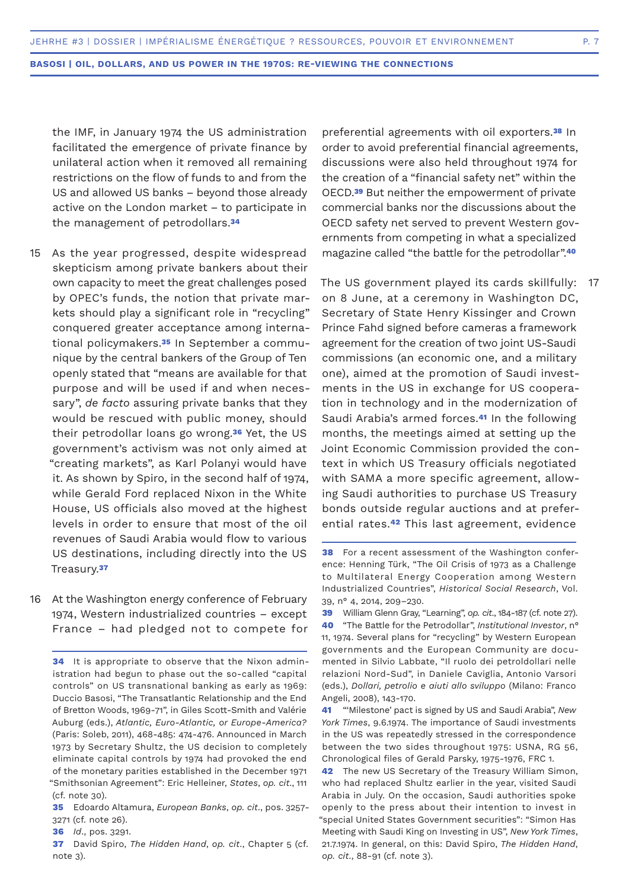the IMF, in January 1974 the US administration facilitated the emergence of private finance by unilateral action when it removed all remaining restrictions on the flow of funds to and from the US and allowed US banks – beyond those already active on the London market – to participate in the management of petrodollars.[34]

15 As the year progressed, despite widespread skepticism among private bankers about their own capacity to meet the great challenges posed by OPEC's funds, the notion that private markets should play a significant role in "recycling" conquered greater acceptance among international policymakers.[35] In September a communique by the central bankers of the Group of Ten openly stated that "means are available for that purpose and will be used if and when necessary", *de facto* assuring private banks that they would be rescued with public money, should their petrodollar loans go wrong.[36] Yet, the US government's activism was not only aimed at "creating markets", as Karl Polanyi would have it. As shown by Spiro, in the second half of 1974, while Gerald Ford replaced Nixon in the White House, US officials also moved at the highest levels in order to ensure that most of the oil revenues of Saudi Arabia would flow to various US destinations, including directly into the US Treasury.[37]

16 At the Washington energy conference of February 1974, Western industrialized countries – except France – had pledged not to compete for preferential agreements with oil exporters.[38] In order to avoid preferential financial agreements, discussions were also held throughout 1974 for the creation of a "financial safety net" within the OECD.[39] But neither the empowerment of private commercial banks nor the discussions about the OECD safety net served to prevent Western governments from competing in what a specialized magazine called "the battle for the petrodollar".[40]

17 The US government played its cards skillfully: on 8 June, at a ceremony in Washington DC, Secretary of State Henry Kissinger and Crown Prince Fahd signed before cameras a framework agreement for the creation of two joint US-Saudi commissions (an economic one, and a military one), aimed at the promotion of Saudi investments in the US in exchange for US cooperation in technology and in the modernization of Saudi Arabia's armed forces.[41] In the following months, the meetings aimed at setting up the Joint Economic Commission provided the context in which US Treasury officials negotiated with SAMA a more specific agreement, allowing Saudi authorities to purchase US Treasury bonds outside regular auctions and at preferential rates.[42] This last agreement, evidence

---

[34] It is appropriate to observe that the Nixon administration had begun to phase out the so-called "capital controls" on US transnational banking as early as 1969: Duccio Basosi, "The Transatlantic Relationship and the End of Bretton Woods, 1969-71", in Giles Scott-Smith and Valérie Auburg (eds.), *Atlantic, Euro-Atlantic, or Europe-America?* (Paris: Soleb, 2011), 468-485: 474-476. Announced in March 1973 by Secretary Shultz, the US decision to completely eliminate capital controls by 1974 had provoked the end of the monetary parities established in the December 1971 "Smithsonian Agreement": Eric Helleiner, *States*, *op. cit.*, 111 (cf. note 30).

[35] Edoardo Altamura, *European Banks*, *op. cit.*, pos. 3257-3271 (cf. note 26).

[36] *Id.*, pos. 3291.

[37] David Spiro, *The Hidden Hand*, *op. cit.*, Chapter 5 (cf. note 3).

[38] For a recent assessment of the Washington conference: Henning Türk, "The Oil Crisis of 1973 as a Challenge to Multilateral Energy Cooperation among Western Industrialized Countries", *Historical Social Research*, Vol. 39, n° 4, 2014, 209–230.

[39] William Glenn Gray, "Learning", *op. cit.*, 184-187 (cf. note 27).

[40] "The Battle for the Petrodollar", *Institutional Investor*, n° 11, 1974. Several plans for "recycling" by Western European governments and the European Community are documented in Silvio Labbate, "Il ruolo dei petroldollari nelle relazioni Nord-Sud", in Daniele Caviglia, Antonio Varsori (eds.), *Dollari, petrolio e aiuti allo sviluppo* (Milano: Franco Angeli, 2008), 143-170.

[41] "'Milestone' pact is signed by US and Saudi Arabia", *New York Times*, 9.6.1974. The importance of Saudi investments in the US was repeatedly stressed in the correspondence between the two sides throughout 1975: USNA, RG 56, Chronological files of Gerald Parsky, 1975-1976, FRC 1.

[42] The new US Secretary of the Treasury William Simon, who had replaced Shultz earlier in the year, visited Saudi Arabia in July. On the occasion, Saudi authorities spoke openly to the press about their intention to invest in "special United States Government securities": "Simon Has Meeting with Saudi King on Investing in US", *New York Times*, 21.7.1974. In general, on this: David Spiro, *The Hidden Hand*, *op. cit.*, 88-91 (cf. note 3).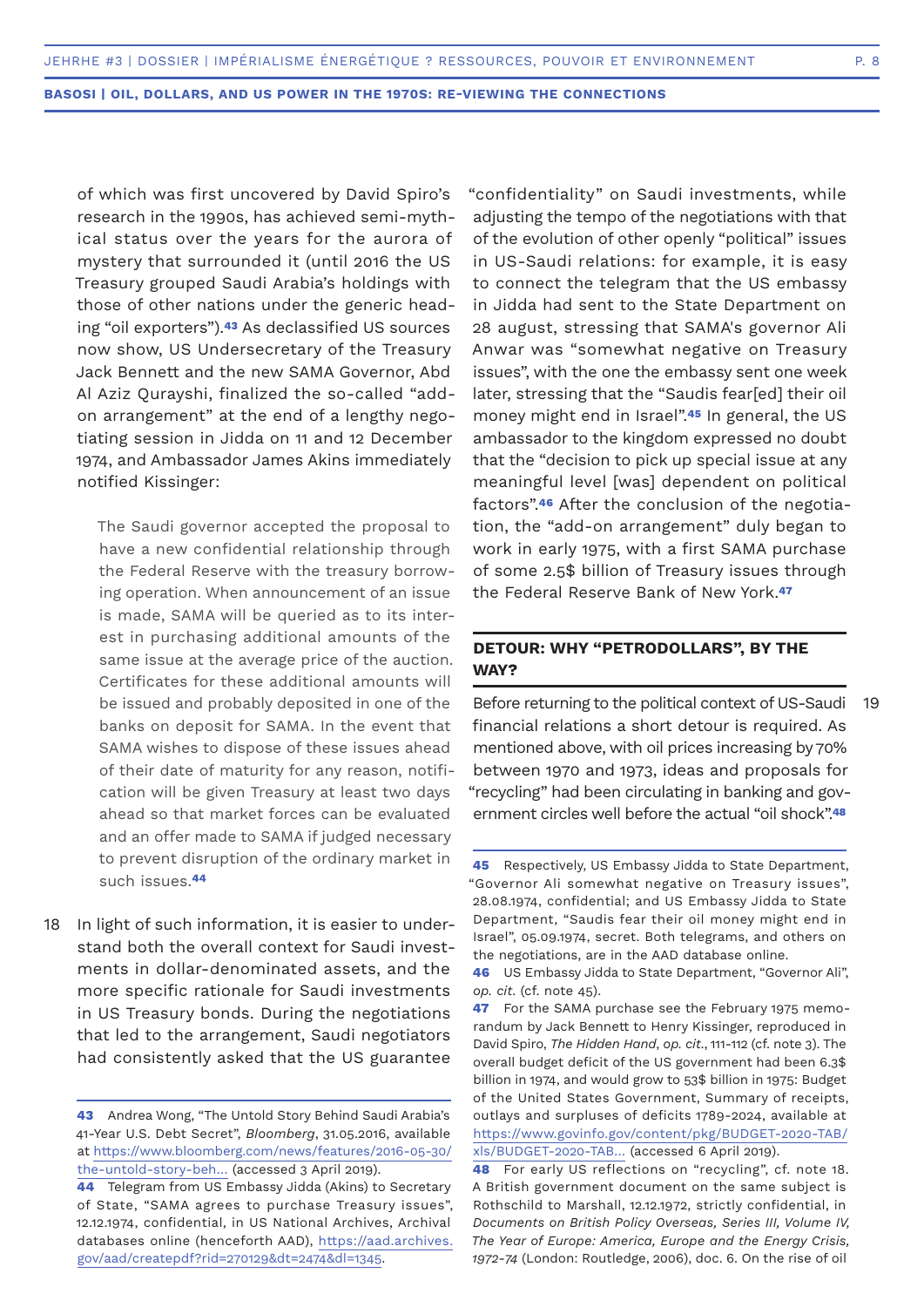of which was first uncovered by David Spiro's research in the 1990s, has achieved semi-mythical status over the years for the aurora of mystery that surrounded it (until 2016 the US Treasury grouped Saudi Arabia's holdings with those of other nations under the generic heading "oil exporters").[43] As declassified US sources now show, US Undersecretary of the Treasury Jack Bennett and the new SAMA Governor, Abd Al Aziz Qurayshi, finalized the so-called "add-on arrangement" at the end of a lengthy negotiating session in Jidda on 11 and 12 December 1974, and Ambassador James Akins immediately notified Kissinger:

> The Saudi governor accepted the proposal to have a new confidential relationship through the Federal Reserve with the treasury borrowing operation. When announcement of an issue is made, SAMA will be queried as to its interest in purchasing additional amounts of the same issue at the average price of the auction. Certificates for these additional amounts will be issued and probably deposited in one of the banks on deposit for SAMA. In the event that SAMA wishes to dispose of these issues ahead of their date of maturity for any reason, notification will be given Treasury at least two days ahead so that market forces can be evaluated and an offer made to SAMA if judged necessary to prevent disruption of the ordinary market in such issues.[44]

18 In light of such information, it is easier to understand both the overall context for Saudi investments in dollar-denominated assets, and the more specific rationale for Saudi investments in US Treasury bonds. During the negotiations that led to the arrangement, Saudi negotiators had consistently asked that the US guarantee "confidentiality" on Saudi investments, while adjusting the tempo of the negotiations with that of the evolution of other openly "political" issues in US-Saudi relations: for example, it is easy to connect the telegram that the US embassy in Jidda had sent to the State Department on 28 august, stressing that SAMA's governor Ali Anwar was "somewhat negative on Treasury issues", with the one the embassy sent one week later, stressing that the "Saudis fear[ed] their oil money might end in Israel".[45] In general, the US ambassador to the kingdom expressed no doubt that the "decision to pick up special issue at any meaningful level [was] dependent on political factors".[46] After the conclusion of the negotiation, the "add-on arrangement" duly began to work in early 1975, with a first SAMA purchase of some 2.5$ billion of Treasury issues through the Federal Reserve Bank of New York.[47]

## DETOUR: WHY "PETRODOLLARS", BY THE WAY?

19 Before returning to the political context of US-Saudi financial relations a short detour is required. As mentioned above, with oil prices increasing by 70% between 1970 and 1973, ideas and proposals for "recycling" had been circulating in banking and government circles well before the actual "oil shock".[48]

---

**43** Andrea Wong, "The Untold Story Behind Saudi Arabia's 41-Year U.S. Debt Secret", *Bloomberg*, 31.05.2016, available at https://www.bloomberg.com/news/features/2016-05-30/the-untold-story-beh... (accessed 3 April 2019).

**44** Telegram from US Embassy Jidda (Akins) to Secretary of State, "SAMA agrees to purchase Treasury issues", 12.12.1974, confidential, in US National Archives, Archival databases online (henceforth AAD), https://aad.archives.gov/aad/createpdf?rid=270129&dt=2474&dl=1345.

**45** Respectively, US Embassy Jidda to State Department, "Governor Ali somewhat negative on Treasury issues", 28.08.1974, confidential; and US Embassy Jidda to State Department, "Saudis fear their oil money might end in Israel", 05.09.1974, secret. Both telegrams, and others on the negotiations, are in the AAD database online.

**46** US Embassy Jidda to State Department, "Governor Ali", *op. cit.* (cf. note 45).

**47** For the SAMA purchase see the February 1975 memorandum by Jack Bennett to Henry Kissinger, reproduced in David Spiro, *The Hidden Hand*, *op. cit.*, 111-112 (cf. note 3). The overall budget deficit of the US government had been 6.3$ billion in 1974, and would grow to 53$ billion in 1975: Budget of the United States Government, Summary of receipts, outlays and surpluses of deficits 1789-2024, available at https://www.govinfo.gov/content/pkg/BUDGET-2020-TAB/xls/BUDGET-2020-TAB... (accessed 6 April 2019).

**48** For early US reflections on "recycling", cf. note 18. A British government document on the same subject is Rothschild to Marshall, 12.12.1972, strictly confidential, in *Documents on British Policy Overseas, Series III, Volume IV, The Year of Europe: America, Europe and the Energy Crisis, 1972-74* (London: Routledge, 2006), doc. 6. On the rise of oil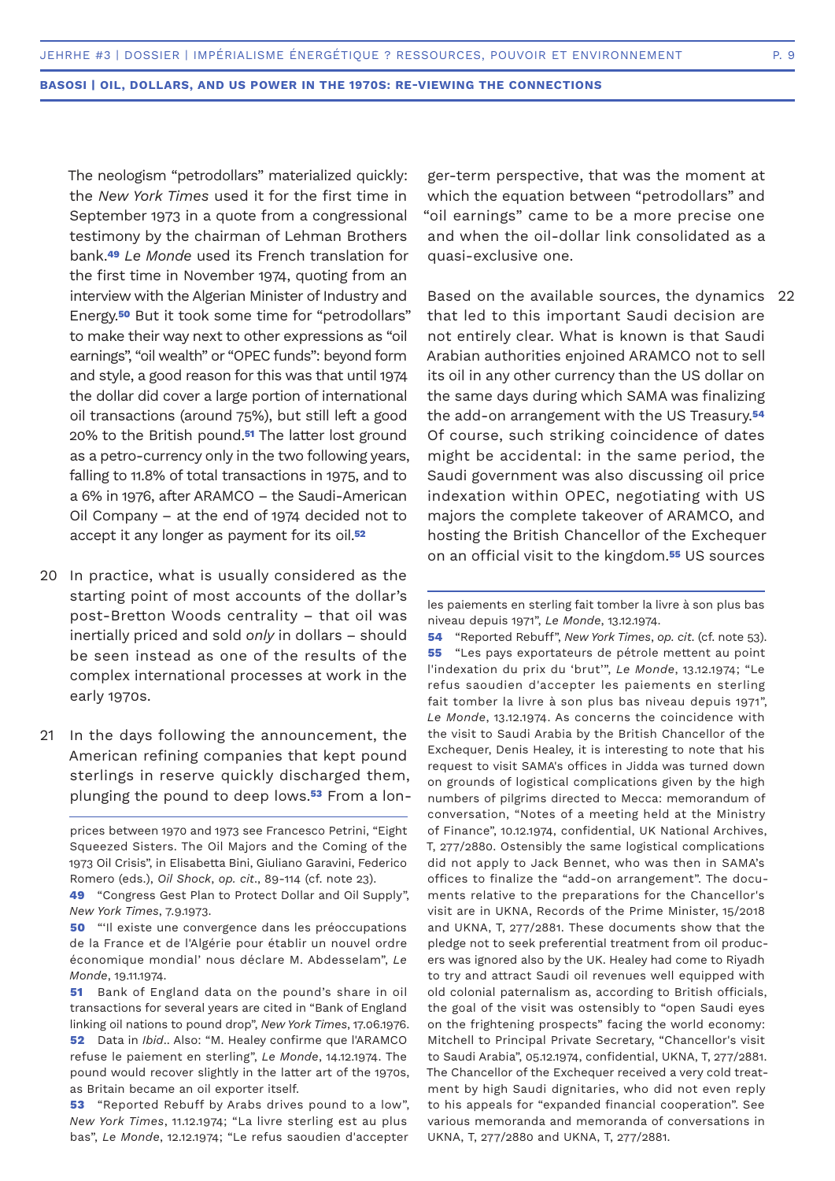The neologism "petrodollars" materialized quickly: the *New York Times* used it for the first time in September 1973 in a quote from a congressional testimony by the chairman of Lehman Brothers bank.[49] *Le Monde* used its French translation for the first time in November 1974, quoting from an interview with the Algerian Minister of Industry and Energy.[50] But it took some time for "petrodollars" to make their way next to other expressions as "oil earnings", "oil wealth" or "OPEC funds": beyond form and style, a good reason for this was that until 1974 the dollar did cover a large portion of international oil transactions (around 75%), but still left a good 20% to the British pound.[51] The latter lost ground as a petro-currency only in the two following years, falling to 11.8% of total transactions in 1975, and to a 6% in 1976, after ARAMCO – the Saudi-American Oil Company – at the end of 1974 decided not to accept it any longer as payment for its oil.[52]

20 In practice, what is usually considered as the starting point of most accounts of the dollar's post-Bretton Woods centrality – that oil was inertially priced and sold *only* in dollars – should be seen instead as one of the results of the complex international processes at work in the early 1970s.

21 In the days following the announcement, the American refining companies that kept pound sterlings in reserve quickly discharged them, plunging the pound to deep lows.[53] From a longer-term perspective, that was the moment at which the equation between "petrodollars" and "oil earnings" came to be a more precise one and when the oil-dollar link consolidated as a quasi-exclusive one.

22 Based on the available sources, the dynamics that led to this important Saudi decision are not entirely clear. What is known is that Saudi Arabian authorities enjoined ARAMCO not to sell its oil in any other currency than the US dollar on the same days during which SAMA was finalizing the add-on arrangement with the US Treasury.[54] Of course, such striking coincidence of dates might be accidental: in the same period, the Saudi government was also discussing oil price indexation within OPEC, negotiating with US majors the complete takeover of ARAMCO, and hosting the British Chancellor of the Exchequer on an official visit to the kingdom.[55] US sources

---

prices between 1970 and 1973 see Francesco Petrini, "Eight Squeezed Sisters. The Oil Majors and the Coming of the 1973 Oil Crisis", in Elisabetta Bini, Giuliano Garavini, Federico Romero (eds.), *Oil Shock*, *op. cit.*, 89-114 (cf. note 23).

**49** "Congress Gest Plan to Protect Dollar and Oil Supply", *New York Times*, 7.9.1973.

**50** "'Il existe une convergence dans les préoccupations de la France et de l'Algérie pour établir un nouvel ordre économique mondial' nous déclare M. Abdesselam", *Le Monde*, 19.11.1974.

**51** Bank of England data on the pound's share in oil transactions for several years are cited in "Bank of England linking oil nations to pound drop", *New York Times*, 17.06.1976.

**52** Data in *Ibid.*. Also: "M. Healey confirme que l'ARAMCO refuse le paiement en sterling", *Le Monde*, 14.12.1974. The pound would recover slightly in the latter art of the 1970s, as Britain became an oil exporter itself.

**53** "Reported Rebuff by Arabs drives pound to a low", *New York Times*, 11.12.1974; "La livre sterling est au plus bas", *Le Monde*, 12.12.1974; "Le refus saoudien d'accepter les paiements en sterling fait tomber la livre à son plus bas niveau depuis 1971", *Le Monde*, 13.12.1974.

**54** "Reported Rebuff", *New York Times*, *op. cit.* (cf. note 53).

**55** "Les pays exportateurs de pétrole mettent au point l'indexation du prix du 'brut'", *Le Monde*, 13.12.1974; "Le refus saoudien d'accepter les paiements en sterling fait tomber la livre à son plus bas niveau depuis 1971", *Le Monde*, 13.12.1974. As concerns the coincidence with the visit to Saudi Arabia by the British Chancellor of the Exchequer, Denis Healey, it is interesting to note that his request to visit SAMA's offices in Jidda was turned down on grounds of logistical complications given by the high numbers of pilgrims directed to Mecca: memorandum of conversation, "Notes of a meeting held at the Ministry of Finance", 10.12.1974, confidential, UK National Archives, T, 277/2880. Ostensibly the same logistical complications did not apply to Jack Bennet, who was then in SAMA's offices to finalize the "add-on arrangement". The documents relative to the preparations for the Chancellor's visit are in UKNA, Records of the Prime Minister, 15/2018 and UKNA, T, 277/2881. These documents show that the pledge not to seek preferential treatment from oil producers was ignored also by the UK. Healey had come to Riyadh to try and attract Saudi oil revenues well equipped with old colonial paternalism as, according to British officials, the goal of the visit was ostensibly to "open Saudi eyes on the frightening prospects" facing the world economy: Mitchell to Principal Private Secretary, "Chancellor's visit to Saudi Arabia", 05.12.1974, confidential, UKNA, T, 277/2881. The Chancellor of the Exchequer received a very cold treatment by high Saudi dignitaries, who did not even reply to his appeals for "expanded financial cooperation". See various memoranda and memoranda of conversations in UKNA, T, 277/2880 and UKNA, T, 277/2881.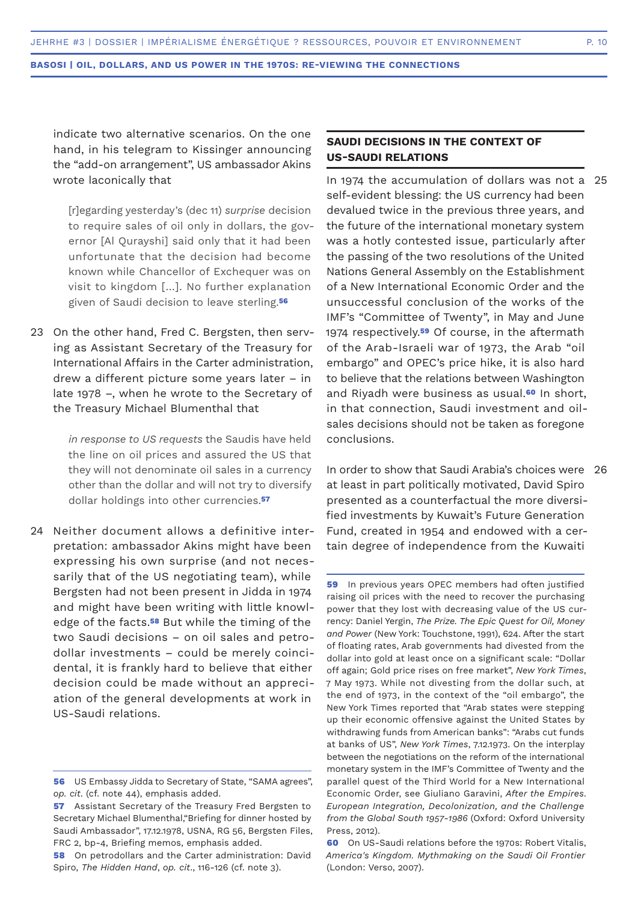indicate two alternative scenarios. On the one hand, in his telegram to Kissinger announcing the "add-on arrangement", US ambassador Akins wrote laconically that

> [r]egarding yesterday's (dec 11) *surprise* decision to require sales of oil only in dollars, the governor [Al Qurayshi] said only that it had been unfortunate that the decision had become known while Chancellor of Exchequer was on visit to kingdom [...]. No further explanation given of Saudi decision to leave sterling.[56]

23 On the other hand, Fred C. Bergsten, then serving as Assistant Secretary of the Treasury for International Affairs in the Carter administration, drew a different picture some years later – in late 1978 –, when he wrote to the Secretary of the Treasury Michael Blumenthal that

> *in response to US requests* the Saudis have held the line on oil prices and assured the US that they will not denominate oil sales in a currency other than the dollar and will not try to diversify dollar holdings into other currencies.[57]

24 Neither document allows a definitive interpretation: ambassador Akins might have been expressing his own surprise (and not necessarily that of the US negotiating team), while Bergsten had not been present in Jidda in 1974 and might have been writing with little knowledge of the facts.[58] But while the timing of the two Saudi decisions – on oil sales and petrodollar investments – could be merely coincidental, it is frankly hard to believe that either decision could be made without an appreciation of the general developments at work in US-Saudi relations.

## SAUDI DECISIONS IN THE CONTEXT OF US-SAUDI RELATIONS

25 In 1974 the accumulation of dollars was not a self-evident blessing: the US currency had been devalued twice in the previous three years, and the future of the international monetary system was a hotly contested issue, particularly after the passing of the two resolutions of the United Nations General Assembly on the Establishment of a New International Economic Order and the unsuccessful conclusion of the works of the IMF's "Committee of Twenty", in May and June 1974 respectively.[59] Of course, in the aftermath of the Arab-Israeli war of 1973, the Arab "oil embargo" and OPEC's price hike, it is also hard to believe that the relations between Washington and Riyadh were business as usual.[60] In short, in that connection, Saudi investment and oil-sales decisions should not be taken as foregone conclusions.

26 In order to show that Saudi Arabia's choices were at least in part politically motivated, David Spiro presented as a counterfactual the more diversified investments by Kuwait's Future Generation Fund, created in 1954 and endowed with a certain degree of independence from the Kuwaiti

---

**56** US Embassy Jidda to Secretary of State, "SAMA agrees", *op. cit.* (cf. note 44), emphasis added.

**57** Assistant Secretary of the Treasury Fred Bergsten to Secretary Michael Blumenthal,"Briefing for dinner hosted by Saudi Ambassador", 17.12.1978, USNA, RG 56, Bergsten Files, FRC 2, bp-4, Briefing memos, emphasis added.

**58** On petrodollars and the Carter administration: David Spiro, *The Hidden Hand*, *op. cit.*, 116-126 (cf. note 3).

**59** In previous years OPEC members had often justified raising oil prices with the need to recover the purchasing power that they lost with decreasing value of the US currency: Daniel Yergin, *The Prize. The Epic Quest for Oil, Money and Power* (New York: Touchstone, 1991), 624. After the start of floating rates, Arab governments had divested from the dollar into gold at least once on a significant scale: "Dollar off again; Gold price rises on free market", *New York Times*, 7 May 1973. While not divesting from the dollar such, at the end of 1973, in the context of the "oil embargo", the New York Times reported that "Arab states were stepping up their economic offensive against the United States by withdrawing funds from American banks": "Arabs cut funds at banks of US", *New York Times*, 7.12.1973. On the interplay between the negotiations on the reform of the international monetary system in the IMF's Committee of Twenty and the parallel quest of the Third World for a New International Economic Order, see Giuliano Garavini, *After the Empires. European Integration, Decolonization, and the Challenge from the Global South 1957-1986* (Oxford: Oxford University Press, 2012).

**60** On US-Saudi relations before the 1970s: Robert Vitalis, *America's Kingdom. Mythmaking on the Saudi Oil Frontier* (London: Verso, 2007).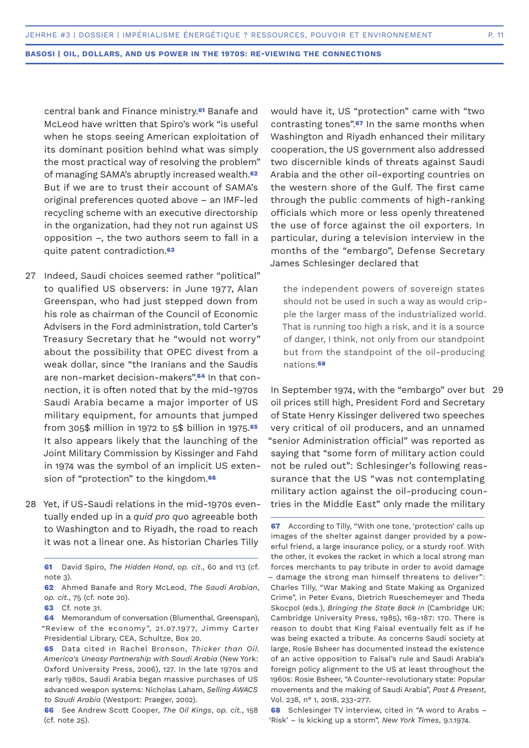central bank and Finance ministry.[61] Banafe and McLeod have written that Spiro's work "is useful when he stops seeing American exploitation of its dominant position behind what was simply the most practical way of resolving the problem" of managing SAMA's abruptly increased wealth.[62] But if we are to trust their account of SAMA's original preferences quoted above – an IMF-led recycling scheme with an executive directorship in the organization, had they not run against US opposition –, the two authors seem to fall in a quite patent contradiction.[63]

27 Indeed, Saudi choices seemed rather "political" to qualified US observers: in June 1977, Alan Greenspan, who had just stepped down from his role as chairman of the Council of Economic Advisers in the Ford administration, told Carter's Treasury Secretary that he "would not worry" about the possibility that OPEC divest from a weak dollar, since "the Iranians and the Saudis are non-market decision-makers".[64] In that connection, it is often noted that by the mid-1970s Saudi Arabia became a major importer of US military equipment, for amounts that jumped from 305$ million in 1972 to 5$ billion in 1975.[65] It also appears likely that the launching of the Joint Military Commission by Kissinger and Fahd in 1974 was the symbol of an implicit US extension of "protection" to the kingdom.[66]

28 Yet, if US-Saudi relations in the mid-1970s eventually ended up in a *quid pro quo* agreeable both to Washington and to Riyadh, the road to reach it was not a linear one. As historian Charles Tilly would have it, US "protection" came with "two contrasting tones".[67] In the same months when Washington and Riyadh enhanced their military cooperation, the US government also addressed two discernible kinds of threats against Saudi Arabia and the other oil-exporting countries on the western shore of the Gulf. The first came through the public comments of high-ranking officials which more or less openly threatened the use of force against the oil exporters. In particular, during a television interview in the months of the "embargo", Defense Secretary James Schlesinger declared that

> the independent powers of sovereign states should not be used in such a way as would cripple the larger mass of the industrialized world. That is running too high a risk, and it is a source of danger, I think, not only from our standpoint but from the standpoint of the oil-producing nations.[68]

29 In September 1974, with the "embargo" over but oil prices still high, President Ford and Secretary of State Henry Kissinger delivered two speeches very critical of oil producers, and an unnamed "senior Administration official" was reported as saying that "some form of military action could not be ruled out": Schlesinger's following reassurance that the US "was not contemplating military action against the oil-producing countries in the Middle East" only made the military

---

[61] David Spiro, *The Hidden Hand*, *op. cit.*, 60 and 113 (cf. note 3).

[62] Ahmed Banafe and Rory McLeod, *The Saudi Arabian*, *op. cit.*, 75 (cf. note 20).

[63] Cf. note 31.

[64] Memorandum of conversation (Blumenthal, Greenspan), "Review of the economy", 21.07.1977, Jimmy Carter Presidential Library, CEA, Schultze, Box 20.

[65] Data cited in Rachel Bronson, *Thicker than Oil. America's Uneasy Partnership with Saudi Arabia* (New York: Oxford University Press, 2006), 127. In the late 1970s and early 1980s, Saudi Arabia began massive purchases of US advanced weapon systems: Nicholas Laham, *Selling AWACS to Saudi Arabia* (Westport: Praeger, 2002).

[66] See Andrew Scott Cooper, *The Oil Kings*, *op. cit.*, 158 (cf. note 25).

[67] According to Tilly, "With one tone, 'protection' calls up images of the shelter against danger provided by a powerful friend, a large insurance policy, or a sturdy roof. With the other, it evokes the racket in which a local strong man forces merchants to pay tribute in order to avoid damage – damage the strong man himself threatens to deliver": Charles Tilly, "War Making and State Making as Organized Crime", in Peter Evans, Dietrich Rueschemeyer and Theda Skocpol (eds.), *Bringing the State Back In* (Cambridge UK: Cambridge University Press, 1985), 169-187: 170. There is reason to doubt that King Faisal eventually felt as if he was being exacted a tribute. As concerns Saudi society at large, Rosie Bsheer has documented instead the existence of an active opposition to Faisal's rule and Saudi Arabia's foreign policy alignment to the US at least throughout the 1960s: Rosie Bsheer, "A Counter-revolutionary state: Popular movements and the making of Saudi Arabia", *Past & Present*, Vol. 238, n° 1, 2018, 233-277.

[68] Schlesinger TV interview, cited in "A word to Arabs – 'Risk' – is kicking up a storm", *New York Times*, 9.1.1974.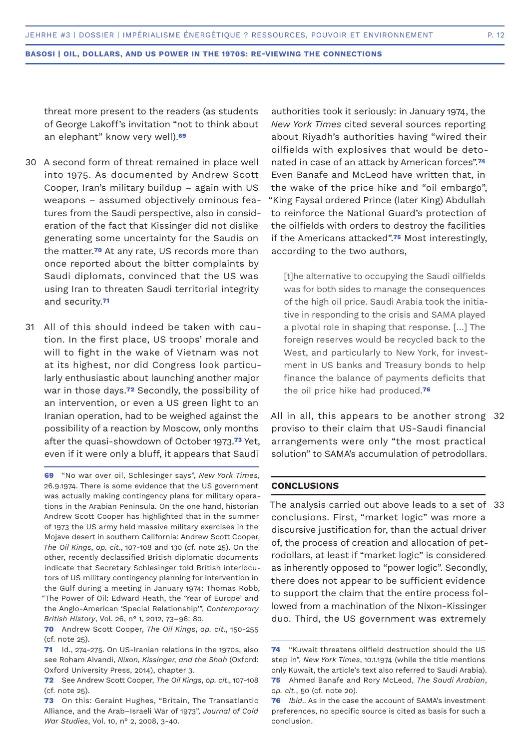threat more present to the readers (as students of George Lakoff's invitation "not to think about an elephant" know very well).[69]

30 A second form of threat remained in place well into 1975. As documented by Andrew Scott Cooper, Iran's military buildup – again with US weapons – assumed objectively ominous features from the Saudi perspective, also in consideration of the fact that Kissinger did not dislike generating some uncertainty for the Saudis on the matter.[70] At any rate, US records more than once reported about the bitter complaints by Saudi diplomats, convinced that the US was using Iran to threaten Saudi territorial integrity and security.[71]

31 All of this should indeed be taken with caution. In the first place, US troops' morale and will to fight in the wake of Vietnam was not at its highest, nor did Congress look particularly enthusiastic about launching another major war in those days.[72] Secondly, the possibility of an intervention, or even a US green light to an Iranian operation, had to be weighed against the possibility of a reaction by Moscow, only months after the quasi-showdown of October 1973.[73] Yet, even if it were only a bluff, it appears that Saudi authorities took it seriously: in January 1974, the *New York Times* cited several sources reporting about Riyadh's authorities having "wired their oilfields with explosives that would be detonated in case of an attack by American forces".[74] Even Banafe and McLeod have written that, in the wake of the price hike and "oil embargo", "King Faysal ordered Prince (later King) Abdullah to reinforce the National Guard's protection of the oilfields with orders to destroy the facilities if the Americans attacked".[75] Most interestingly, according to the two authors,

> [t]he alternative to occupying the Saudi oilfields was for both sides to manage the consequences of the high oil price. Saudi Arabia took the initiative in responding to the crisis and SAMA played a pivotal role in shaping that response. [...] The foreign reserves would be recycled back to the West, and particularly to New York, for investment in US banks and Treasury bonds to help finance the balance of payments deficits that the oil price hike had produced.[76]

32 All in all, this appears to be another strong proviso to their claim that US-Saudi financial arrangements were only "the most practical solution" to SAMA's accumulation of petrodollars.

## CONCLUSIONS

33 The analysis carried out above leads to a set of conclusions. First, "market logic" was more a discursive justification for, than the actual driver of, the process of creation and allocation of petrodollars, at least if "market logic" is considered as inherently opposed to "power logic". Secondly, there does not appear to be sufficient evidence to support the claim that the entire process followed from a machination of the Nixon-Kissinger duo. Third, the US government was extremely

---

69 "No war over oil, Schlesinger says", *New York Times*, 26.9.1974. There is some evidence that the US government was actually making contingency plans for military operations in the Arabian Peninsula. On the one hand, historian Andrew Scott Cooper has highlighted that in the summer of 1973 the US army held massive military exercises in the Mojave desert in southern California: Andrew Scott Cooper, *The Oil Kings*, *op. cit.*, 107-108 and 130 (cf. note 25). On the other, recently declassified British diplomatic documents indicate that Secretary Schlesinger told British interlocutors of US military contingency planning for intervention in the Gulf during a meeting in January 1974: Thomas Robb, "The Power of Oil: Edward Heath, the 'Year of Europe' and the Anglo-American 'Special Relationship'", *Contemporary British History*, Vol. 26, n° 1, 2012, 73–96: 80.

70 Andrew Scott Cooper, *The Oil Kings*, *op. cit.*, 150-255 (cf. note 25).

71 Id., 274-275. On US-Iranian relations in the 1970s, also see Roham Alvandi, *Nixon, Kissinger, and the Shah* (Oxford: Oxford University Press, 2014), chapter 3.

72 See Andrew Scott Cooper, *The Oil Kings*, *op. cit.*, 107-108 (cf. note 25).

73 On this: Geraint Hughes, "Britain, The Transatlantic Alliance, and the Arab–Israeli War of 1973", *Journal of Cold War Studies*, Vol. 10, n° 2, 2008, 3-40.

74 "Kuwait threatens oilfield destruction should the US step in", *New York Times*, 10.1.1974 (while the title mentions only Kuwait, the article's text also referred to Saudi Arabia).

75 Ahmed Banafe and Rory McLeod, *The Saudi Arabian*, *op. cit.*, 50 (cf. note 20).

76 *Ibid.*. As in the case the account of SAMA's investment preferences, no specific source is cited as basis for such a conclusion.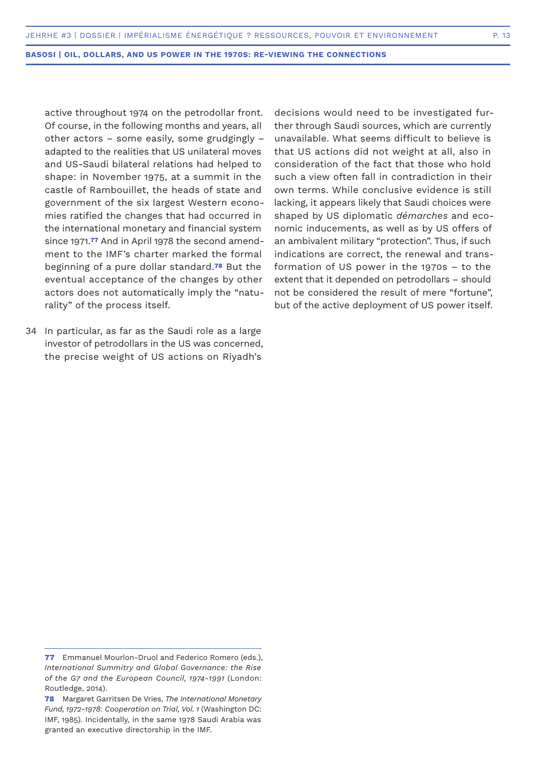active throughout 1974 on the petrodollar front. Of course, in the following months and years, all other actors – some easily, some grudgingly – adapted to the realities that US unilateral moves and US-Saudi bilateral relations had helped to shape: in November 1975, at a summit in the castle of Rambouillet, the heads of state and government of the six largest Western economies ratified the changes that had occurred in the international monetary and financial system since 1971.[77] And in April 1978 the second amendment to the IMF's charter marked the formal beginning of a pure dollar standard.[78] But the eventual acceptance of the changes by other actors does not automatically imply the "naturality" of the process itself.

34 In particular, as far as the Saudi role as a large investor of petrodollars in the US was concerned, the precise weight of US actions on Riyadh's decisions would need to be investigated further through Saudi sources, which are currently unavailable. What seems difficult to believe is that US actions did not weight at all, also in consideration of the fact that those who hold such a view often fall in contradiction in their own terms. While conclusive evidence is still lacking, it appears likely that Saudi choices were shaped by US diplomatic *démarches* and economic inducements, as well as by US offers of an ambivalent military "protection". Thus, if such indications are correct, the renewal and transformation of US power in the 1970s – to the extent that it depended on petrodollars – should not be considered the result of mere "fortune", but of the active deployment of US power itself.

---

**77** Emmanuel Mourlon-Druol and Federico Romero (eds.), *International Summitry and Global Governance: the Rise of the G7 and the European Council, 1974-1991* (London: Routledge, 2014).

**78** Margaret Garritsen De Vries, *The International Monetary Fund, 1972-1978: Cooperation on Trial, Vol. 1* (Washington DC: IMF, 1985). Incidentally, in the same 1978 Saudi Arabia was granted an executive directorship in the IMF.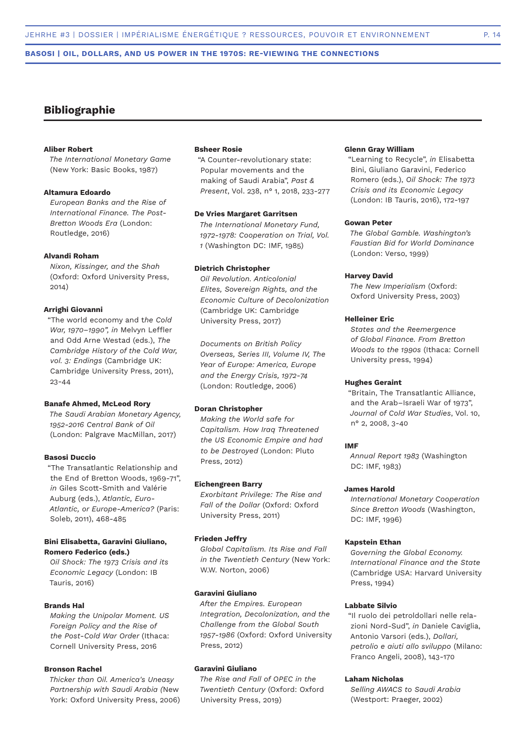## Bibliographie

**Aliber Robert**
*The International Monetary Game* (New York: Basic Books, 1987)

**Altamura Edoardo**
*European Banks and the Rise of International Finance. The Post-Bretton Woods Era* (London: Routledge, 2016)

**Alvandi Roham**
*Nixon, Kissinger, and the Shah* (Oxford: Oxford University Press, 2014)

**Arrighi Giovanni**
"The world economy and t*he Cold War, 1970–1990", in* Melvyn Leffler and Odd Arne Westad (eds.), *The Cambridge History of the Cold War, vol. 3: Endings* (Cambridge UK: Cambridge University Press, 2011), 23-44

**Banafe Ahmed, McLeod Rory**
*The Saudi Arabian Monetary Agency, 1952-2016 Central Bank of Oil* (London: Palgrave MacMillan, 2017)

**Basosi Duccio**
"The Transatlantic Relationship and the End of Bretton Woods, 1969-71", *in* Giles Scott-Smith and Valérie Auburg (eds.), *Atlantic, Euro-Atlantic, or Europe-America?* (Paris: Soleb, 2011), 468-485

**Bini Elisabetta, Garavini Giuliano, Romero Federico (eds.)**
*Oil Shock: The 1973 Crisis and its Economic Legacy* (London: IB Tauris, 2016)

**Brands Hal**
*Making the Unipolar Moment. US Foreign Policy and the Rise of the Post-Cold War Order* (Ithaca: Cornell University Press, 2016

**Bronson Rachel**
*Thicker than Oil. America's Uneasy Partnership with Saudi Arabia (*New York: Oxford University Press, 2006)

**Bsheer Rosie**
"A Counter-revolutionary state: Popular movements and the making of Saudi Arabia", *Past & Present*, Vol. 238, n° 1, 2018, 233-277

**De Vries Margaret Garritsen**
*The International Monetary Fund, 1972-1978: Cooperation on Trial, Vol. 1* (Washington DC: IMF, 1985)

**Dietrich Christopher**
*Oil Revolution. Anticolonial Elites, Sovereign Rights, and the Economic Culture of Decolonization* (Cambridge UK: Cambridge University Press, 2017)

*Documents on British Policy Overseas, Series III, Volume IV, The Year of Europe: America, Europe and the Energy Crisis, 1972-74* (London: Routledge, 2006)

**Doran Christopher**
*Making the World safe for Capitalism. How Iraq Threatened the US Economic Empire and had to be Destroyed* (London: Pluto Press, 2012)

**Eichengreen Barry**
*Exorbitant Privilege: The Rise and Fall of the Dollar* (Oxford: Oxford University Press, 2011)

**Frieden Jeffry**
*Global Capitalism. Its Rise and Fall in the Twentieth Century* (New York: W.W. Norton, 2006)

**Garavini Giuliano**
*After the Empires. European Integration, Decolonization, and the Challenge from the Global South 1957-1986* (Oxford: Oxford University Press, 2012)

**Garavini Giuliano**
*The Rise and Fall of OPEC in the Twentieth Century* (Oxford: Oxford University Press, 2019)

**Glenn Gray William**
"Learning to Recycle", *in* Elisabetta Bini, Giuliano Garavini, Federico Romero (eds.), *Oil Shock: The 1973 Crisis and its Economic Legacy* (London: IB Tauris, 2016), 172-197

**Gowan Peter**
*The Global Gamble. Washington's Faustian Bid for World Dominance* (London: Verso, 1999)

**Harvey David**
*The New Imperialism* (Oxford: Oxford University Press, 2003)

**Helleiner Eric**
*States and the Reemergence of Global Finance. From Bretton Woods to the 1990s* (Ithaca: Cornell University press, 1994)

**Hughes Geraint**
"Britain, The Transatlantic Alliance, and the Arab–Israeli War of 1973", *Journal of Cold War Studies*, Vol. 10, n° 2, 2008, 3-40

**IMF**
*Annual Report 1983* (Washington DC: IMF, 1983)

**James Harold**
*International Monetary Cooperation Since Bretton Woods* (Washington, DC: IMF, 1996)

**Kapstein Ethan**
*Governing the Global Economy. International Finance and the State* (Cambridge USA: Harvard University Press, 1994)

**Labbate Silvio**
"Il ruolo dei petroldollari nelle relazioni Nord-Sud", *in* Daniele Caviglia, Antonio Varsori (eds.), *Dollari, petrolio e aiuti allo sviluppo* (Milano: Franco Angeli, 2008), 143-170

**Laham Nicholas**
*Selling AWACS to Saudi Arabia* (Westport: Praeger, 2002)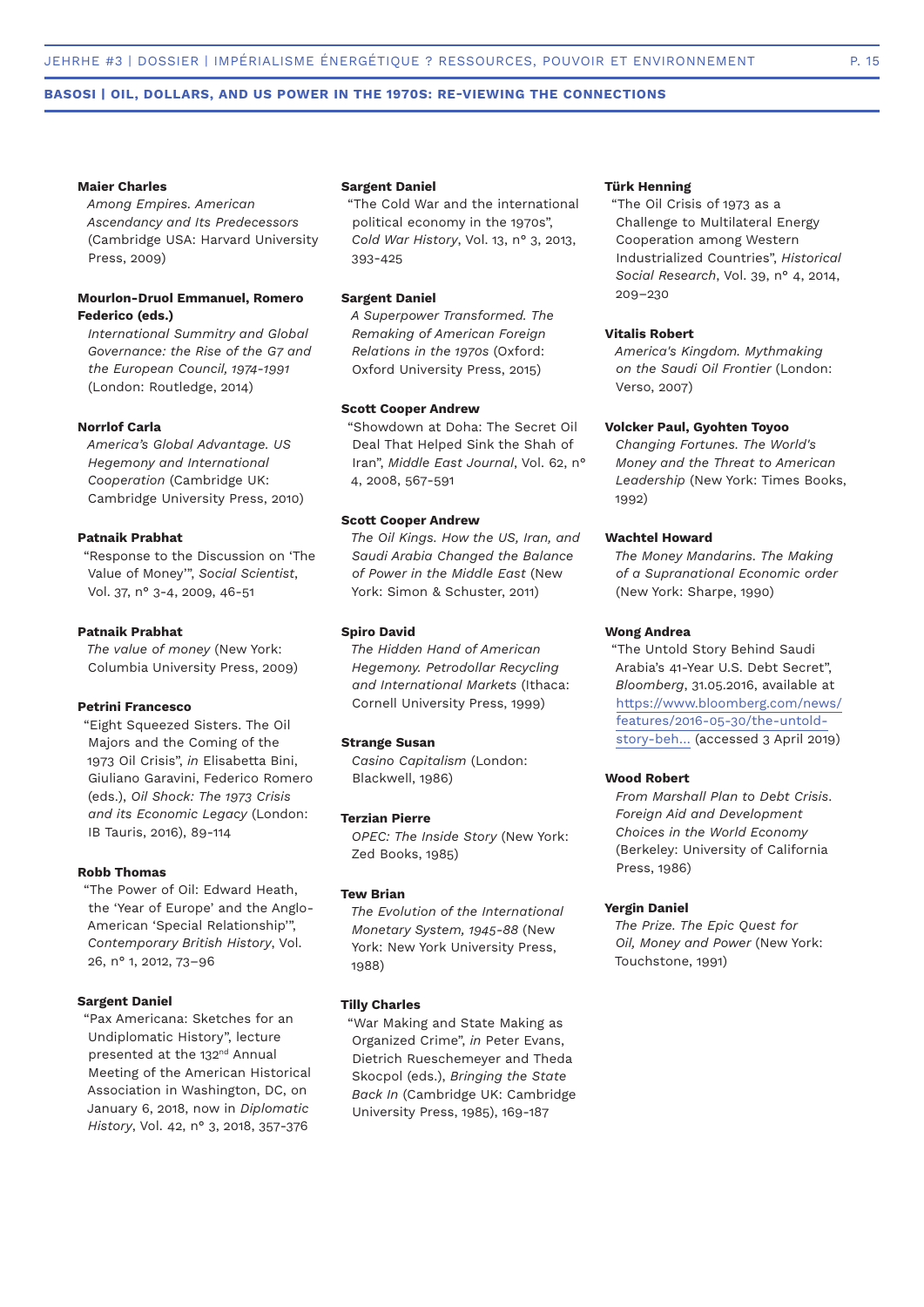**Maier Charles**
*Among Empires. American Ascendancy and Its Predecessors* (Cambridge USA: Harvard University Press, 2009)

**Mourlon-Druol Emmanuel, Romero Federico (eds.)**
*International Summitry and Global Governance: the Rise of the G7 and the European Council, 1974-1991* (London: Routledge, 2014)

**Norrlof Carla**
*America's Global Advantage. US Hegemony and International Cooperation* (Cambridge UK: Cambridge University Press, 2010)

**Patnaik Prabhat**
"Response to the Discussion on 'The Value of Money'", *Social Scientist*, Vol. 37, n° 3-4, 2009, 46-51

**Patnaik Prabhat**
*The value of money* (New York: Columbia University Press, 2009)

**Petrini Francesco**
"Eight Squeezed Sisters. The Oil Majors and the Coming of the 1973 Oil Crisis", *in* Elisabetta Bini, Giuliano Garavini, Federico Romero (eds.), *Oil Shock: The 1973 Crisis and its Economic Legacy* (London: IB Tauris, 2016), 89-114

**Robb Thomas**
"The Power of Oil: Edward Heath, the 'Year of Europe' and the Anglo-American 'Special Relationship'", *Contemporary British History*, Vol. 26, n° 1, 2012, 73–96

**Sargent Daniel**
"Pax Americana: Sketches for an Undiplomatic History", lecture presented at the 132nd Annual Meeting of the American Historical Association in Washington, DC, on January 6, 2018, now in *Diplomatic History*, Vol. 42, n° 3, 2018, 357-376

**Sargent Daniel**
"The Cold War and the international political economy in the 1970s", *Cold War History*, Vol. 13, n° 3, 2013, 393-425

**Sargent Daniel**
*A Superpower Transformed. The Remaking of American Foreign Relations in the 1970s* (Oxford: Oxford University Press, 2015)

**Scott Cooper Andrew**
"Showdown at Doha: The Secret Oil Deal That Helped Sink the Shah of Iran", *Middle East Journal*, Vol. 62, n° 4, 2008, 567-591

**Scott Cooper Andrew**
*The Oil Kings. How the US, Iran, and Saudi Arabia Changed the Balance of Power in the Middle East* (New York: Simon & Schuster, 2011)

**Spiro David**
*The Hidden Hand of American Hegemony. Petrodollar Recycling and International Markets* (Ithaca: Cornell University Press, 1999)

**Strange Susan**
*Casino Capitalism* (London: Blackwell, 1986)

**Terzian Pierre**
*OPEC: The Inside Story* (New York: Zed Books, 1985)

**Tew Brian**
*The Evolution of the International Monetary System, 1945-88* (New York: New York University Press, 1988)

**Tilly Charles**
"War Making and State Making as Organized Crime", *in* Peter Evans, Dietrich Rueschemeyer and Theda Skocpol (eds.), *Bringing the State Back In* (Cambridge UK: Cambridge University Press, 1985), 169-187

**Türk Henning**
"The Oil Crisis of 1973 as a Challenge to Multilateral Energy Cooperation among Western Industrialized Countries", *Historical Social Research*, Vol. 39, n° 4, 2014, 209–230

**Vitalis Robert**
*America's Kingdom. Mythmaking on the Saudi Oil Frontier* (London: Verso, 2007)

**Volcker Paul, Gyohten Toyoo**
*Changing Fortunes. The World's Money and the Threat to American Leadership* (New York: Times Books, 1992)

**Wachtel Howard**
*The Money Mandarins. The Making of a Supranational Economic order* (New York: Sharpe, 1990)

**Wong Andrea**
"The Untold Story Behind Saudi Arabia's 41-Year U.S. Debt Secret", *Bloomberg*, 31.05.2016, available at [https://www.bloomberg.com/news/features/2016-05-30/the-untold-story-beh...](https://www.bloomberg.com/news/features/2016-05-30/the-untold-story-beh...) (accessed 3 April 2019)

**Wood Robert**
*From Marshall Plan to Debt Crisis. Foreign Aid and Development Choices in the World Economy* (Berkeley: University of California Press, 1986)

**Yergin Daniel**
*The Prize. The Epic Quest for Oil, Money and Power* (New York: Touchstone, 1991)